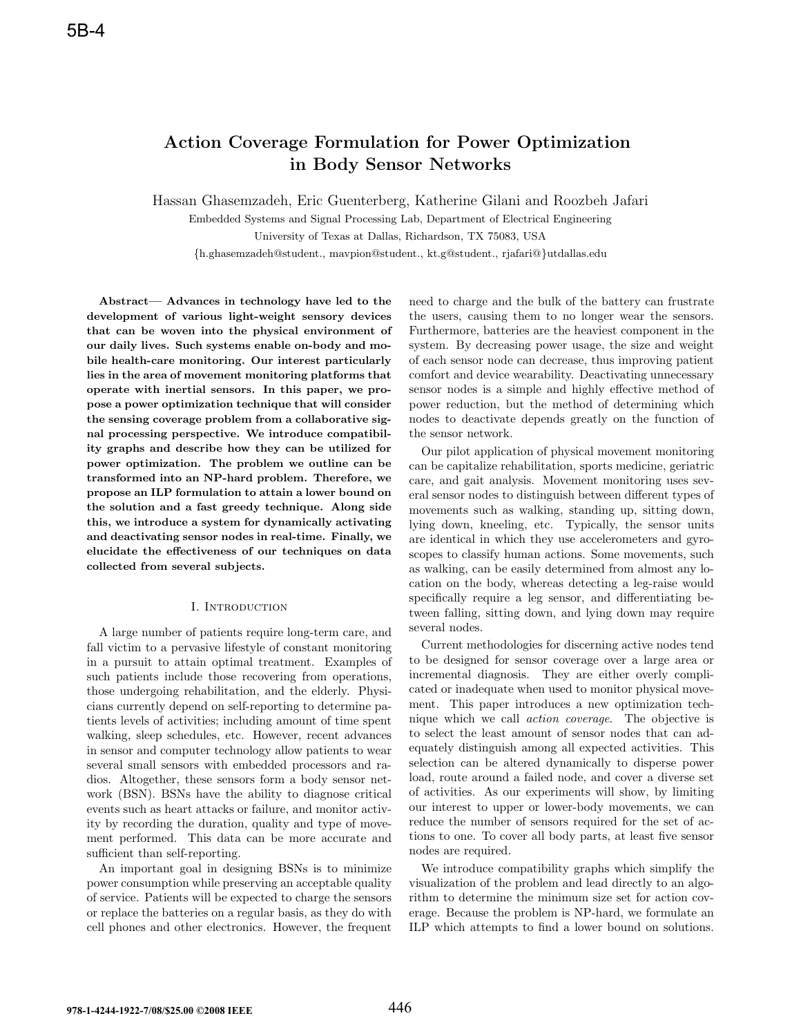# Action Coverage Formulation for Power Optimization in Body Sensor Networks

Hassan Ghasemzadeh, Eric Guenterberg, Katherine Gilani and Roozbeh Jafari

Embedded Systems and Signal Processing Lab, Department of Electrical Engineering

University of Texas at Dallas, Richardson, TX 75083, USA

{h.ghasemzadeh@student., mavpion@student., kt.g@student., rjafari@}utdallas.edu

**Abstract— Advances in technology have led to the development of various light-weight sensory devices that can be woven into the physical environment of our daily lives. Such systems enable on-body and mobile health-care monitoring. Our interest particularly lies in the area of movement monitoring platforms that operate with inertial sensors. In this paper, we propose a power optimization technique that will consider the sensing coverage problem from a collaborative signal processing perspective. We introduce compatibility graphs and describe how they can be utilized for power optimization. The problem we outline can be transformed into an NP-hard problem. Therefore, we propose an ILP formulation to attain a lower bound on the solution and a fast greedy technique. Along side this, we introduce a system for dynamically activating and deactivating sensor nodes in real-time. Finally, we elucidate the effectiveness of our techniques on data collected from several subjects.**

## I. Introduction

A large number of patients require long-term care, and fall victim to a pervasive lifestyle of constant monitoring in a pursuit to attain optimal treatment. Examples of such patients include those recovering from operations, those undergoing rehabilitation, and the elderly. Physicians currently depend on self-reporting to determine patients levels of activities; including amount of time spent walking, sleep schedules, etc. However, recent advances in sensor and computer technology allow patients to wear several small sensors with embedded processors and radios. Altogether, these sensors form a body sensor network (BSN). BSNs have the ability to diagnose critical events such as heart attacks or failure, and monitor activity by recording the duration, quality and type of movement performed. This data can be more accurate and sufficient than self-reporting.

An important goal in designing BSNs is to minimize power consumption while preserving an acceptable quality of service. Patients will be expected to charge the sensors or replace the batteries on a regular basis, as they do with cell phones and other electronics. However, the frequent need to charge and the bulk of the battery can frustrate the users, causing them to no longer wear the sensors. Furthermore, batteries are the heaviest component in the system. By decreasing power usage, the size and weight of each sensor node can decrease, thus improving patient comfort and device wearability. Deactivating unnecessary sensor nodes is a simple and highly effective method of power reduction, but the method of determining which nodes to deactivate depends greatly on the function of the sensor network.

Our pilot application of physical movement monitoring can be capitalize rehabilitation, sports medicine, geriatric care, and gait analysis. Movement monitoring uses several sensor nodes to distinguish between different types of movements such as walking, standing up, sitting down, lying down, kneeling, etc. Typically, the sensor units are identical in which they use accelerometers and gyroscopes to classify human actions. Some movements, such as walking, can be easily determined from almost any location on the body, whereas detecting a leg-raise would specifically require a leg sensor, and differentiating between falling, sitting down, and lying down may require several nodes.

Current methodologies for discerning active nodes tend to be designed for sensor coverage over a large area or incremental diagnosis. They are either overly complicated or inadequate when used to monitor physical movement. This paper introduces a new optimization technique which we call *action coverage*. The objective is to select the least amount of sensor nodes that can adequately distinguish among all expected activities. This selection can be altered dynamically to disperse power load, route around a failed node, and cover a diverse set of activities. As our experiments will show, by limiting our interest to upper or lower-body movements, we can reduce the number of sensors required for the set of actions to one. To cover all body parts, at least five sensor nodes are required.

We introduce compatibility graphs which simplify the visualization of the problem and lead directly to an algorithm to determine the minimum size set for action coverage. Because the problem is NP-hard, we formulate an ILP which attempts to find a lower bound on solutions.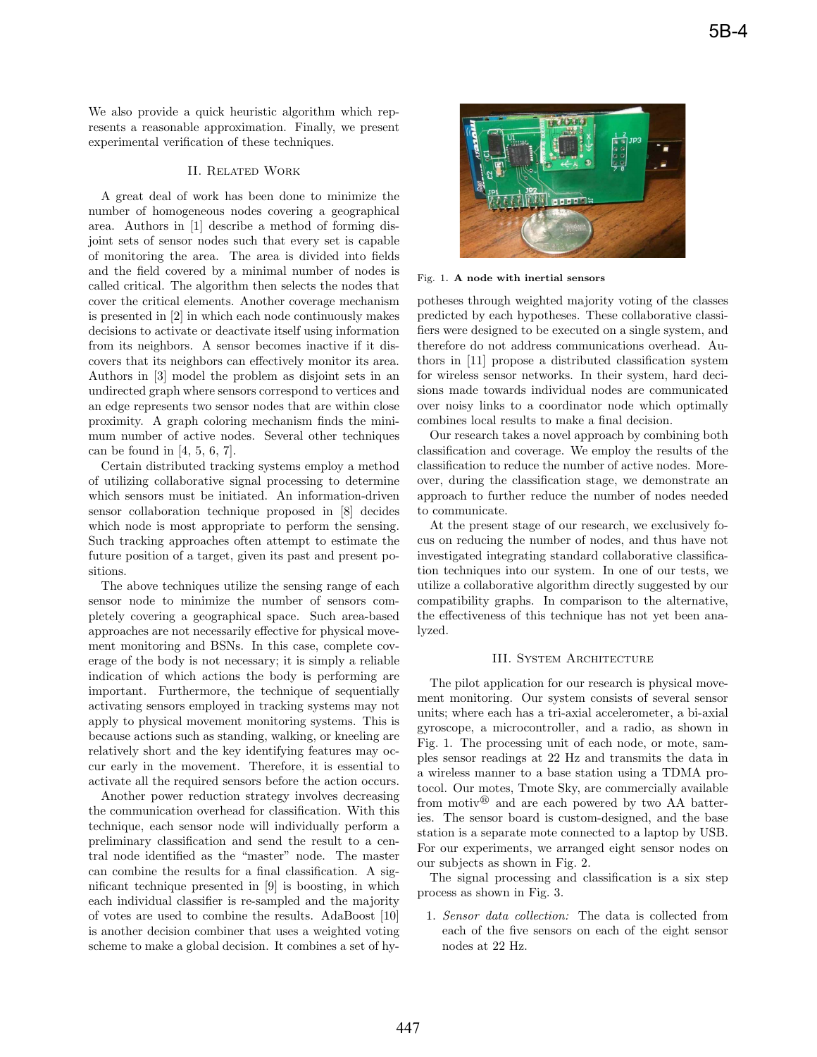We also provide a quick heuristic algorithm which represents a reasonable approximation. Finally, we present experimental verification of these techniques.

## II. Related Work

A great deal of work has been done to minimize the number of homogeneous nodes covering a geographical area. Authors in [1] describe a method of forming disjoint sets of sensor nodes such that every set is capable of monitoring the area. The area is divided into fields and the field covered by a minimal number of nodes is called critical. The algorithm then selects the nodes that cover the critical elements. Another coverage mechanism is presented in [2] in which each node continuously makes decisions to activate or deactivate itself using information from its neighbors. A sensor becomes inactive if it discovers that its neighbors can effectively monitor its area. Authors in [3] model the problem as disjoint sets in an undirected graph where sensors correspond to vertices and an edge represents two sensor nodes that are within close proximity. A graph coloring mechanism finds the minimum number of active nodes. Several other techniques can be found in [4, 5, 6, 7].

Certain distributed tracking systems employ a method of utilizing collaborative signal processing to determine which sensors must be initiated. An information-driven sensor collaboration technique proposed in [8] decides which node is most appropriate to perform the sensing. Such tracking approaches often attempt to estimate the future position of a target, given its past and present positions.

The above techniques utilize the sensing range of each sensor node to minimize the number of sensors completely covering a geographical space. Such area-based approaches are not necessarily effective for physical movement monitoring and BSNs. In this case, complete coverage of the body is not necessary; it is simply a reliable indication of which actions the body is performing are important. Furthermore, the technique of sequentially activating sensors employed in tracking systems may not apply to physical movement monitoring systems. This is because actions such as standing, walking, or kneeling are relatively short and the key identifying features may occur early in the movement. Therefore, it is essential to activate all the required sensors before the action occurs.

Another power reduction strategy involves decreasing the communication overhead for classification. With this technique, each sensor node will individually perform a preliminary classification and send the result to a central node identified as the "master" node. The master can combine the results for a final classification. A significant technique presented in [9] is boosting, in which each individual classifier is re-sampled and the majority of votes are used to combine the results. AdaBoost [10] is another decision combiner that uses a weighted voting scheme to make a global decision. It combines a set of hypotheses through weighted majority voting of the classes predicted by each hypotheses. These collaborative classifiers were designed to be executed on a single system, and therefore do not address communications overhead. Authors in [11] propose a distributed classification system for wireless sensor networks. In their system, hard decisions made towards individual nodes are communicated over noisy links to a coordinator node which optimally combines local results to make a final decision.

Our research takes a novel approach by combining both classification and coverage. We employ the results of the classification to reduce the number of active nodes. Moreover, during the classification stage, we demonstrate an approach to further reduce the number of nodes needed to communicate.

At the present stage of our research, we exclusively focus on reducing the number of nodes, and thus have not investigated integrating standard collaborative classification techniques into our system. In one of our tests, we utilize a collaborative algorithm directly suggested by our compatibility graphs. In comparison to the alternative, the effectiveness of this technique has not yet been analyzed.

Fig. 1. **A node with inertial sensors**

## III. System Architecture

The pilot application for our research is physical movement monitoring. Our system consists of several sensor units; where each has a tri-axial accelerometer, a bi-axial gyroscope, a microcontroller, and a radio, as shown in Fig. 1. The processing unit of each node, or mote, samples sensor readings at 22 Hz and transmits the data in a wireless manner to a base station using a TDMA protocol. Our motes, Tmote Sky, are commercially available from motiv® and are each powered by two AA batteries. The sensor board is custom-designed, and the base station is a separate mote connected to a laptop by USB. For our experiments, we arranged eight sensor nodes on our subjects as shown in Fig. 2.

The signal processing and classification is a six step process as shown in Fig. 3.

1. *Sensor data collection:* The data is collected from each of the five sensors on each of the eight sensor nodes at 22 Hz.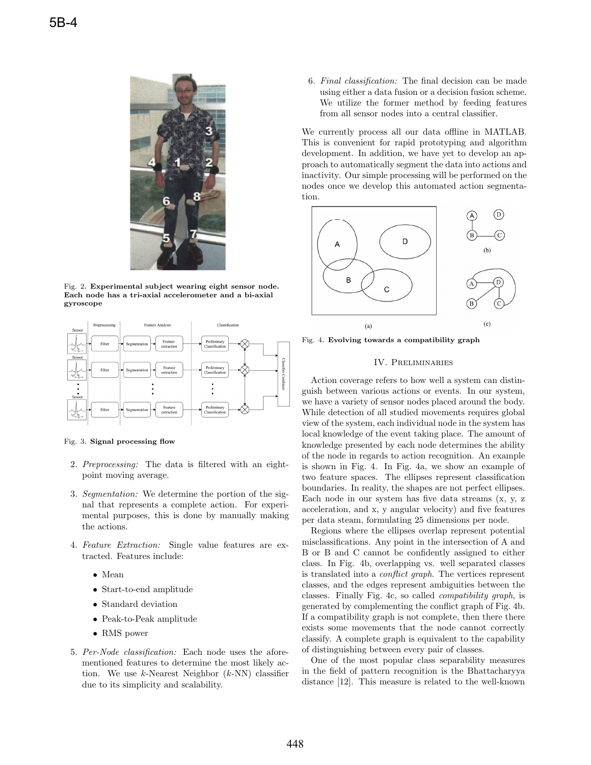Fig. 2. **Experimental subject wearing eight sensor node. Each node has a tri-axial accelerometer and a bi-axial gyroscope**

Fig. 3. **Signal processing flow**

2. *Preprocessing:* The data is filtered with an eight-point moving average.
3. *Segmentation:* We determine the portion of the signal that represents a complete action. For experimental purposes, this is done by manually making the actions.
4. *Feature Extraction:* Single value features are extracted. Features include:
   - Mean
   - Start-to-end amplitude
   - Standard deviation
   - Peak-to-Peak amplitude
   - RMS power
5. *Per-Node classification:* Each node uses the aforementioned features to determine the most likely action. We use $k$-Nearest Neighbor ($k$-NN) classifier due to its simplicity and scalability.
6. *Final classification:* The final decision can be made using either a data fusion or a decision fusion scheme. We utilize the former method by feeding features from all sensor nodes into a central classifier.

We currently process all our data offline in MATLAB. This is convenient for rapid prototyping and algorithm development. In addition, we have yet to develop an approach to automatically segment the data into actions and inactivity. Our simple processing will be performed on the nodes once we develop this automated action segmentation.

Fig. 4. **Evolving towards a compatibility graph**

## IV. Preliminaries

Action coverage refers to how well a system can distinguish between various actions or events. In our system, we have a variety of sensor nodes placed around the body. While detection of all studied movements requires global view of the system, each individual node in the system has local knowledge of the event taking place. The amount of knowledge presented by each node determines the ability of the node in regards to action recognition. An example is shown in Fig. 4. In Fig. 4a, we show an example of two feature spaces. The ellipses represent classification boundaries. In reality, the shapes are not perfect ellipses. Each node in our system has five data streams (x, y, z acceleration, and x, y angular velocity) and five features per data steam, formulating 25 dimensions per node.

Regions where the ellipses overlap represent potential misclassifications. Any point in the intersection of A and B or B and C cannot be confidently assigned to either class. In Fig. 4b, overlapping vs. well separated classes is translated into a *conflict graph*. The vertices represent classes, and the edges represent ambiguities between the classes. Finally Fig. 4c, so called *compatibility graph*, is generated by complementing the conflict graph of Fig. 4b. If a compatibility graph is not complete, then there exists some movements that the node cannot correctly classify. A complete graph is equivalent to the capability of distinguishing between every pair of classes.

One of the most popular class separability measures in the field of pattern recognition is the Bhattacharyya distance [12]. This measure is related to the well-known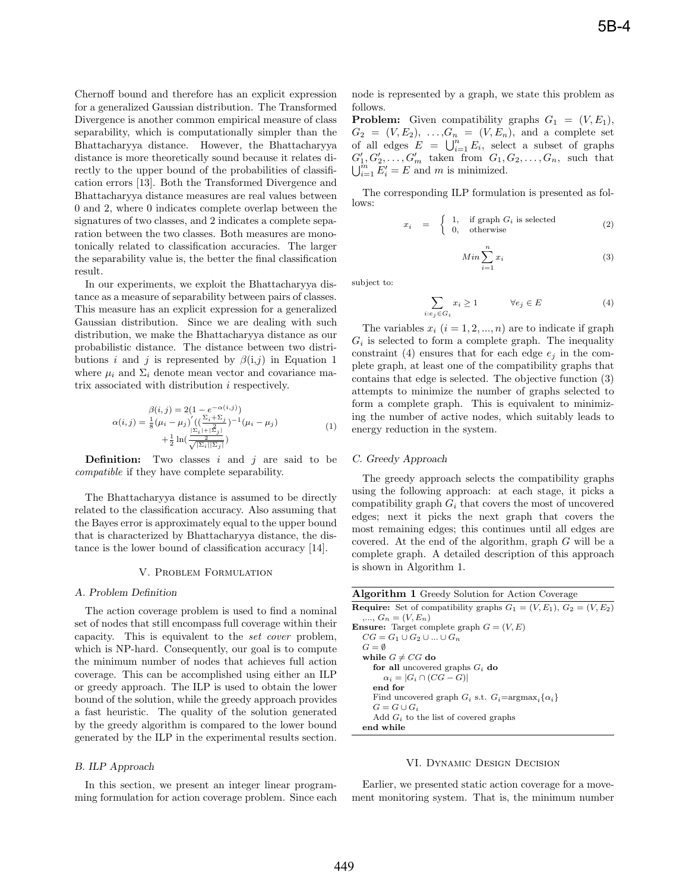Chernoff bound and therefore has an explicit expression for a generalized Gaussian distribution. The Transformed Divergence is another common empirical measure of class separability, which is computationally simpler than the Bhattacharyya distance. However, the Bhattacharyya distance is more theoretically sound because it relates directly to the upper bound of the probabilities of classification errors [13]. Both the Transformed Divergence and Bhattacharyya distance measures are real values between 0 and 2, where 0 indicates complete overlap between the signatures of two classes, and 2 indicates a complete separation between the two classes. Both measures are monotonically related to classification accuracies. The larger the separability value is, the better the final classification result.

In our experiments, we exploit the Bhattacharyya distance as a measure of separability between pairs of classes. This measure has an explicit expression for a generalized Gaussian distribution. Since we are dealing with such distribution, we make the Bhattacharyya distance as our probabilistic distance. The distance between two distributions $i$ and $j$ is represented by $\beta(i,j)$ in Equation 1 where $\mu_i$ and $\Sigma_i$ denote mean vector and covariance matrix associated with distribution $i$ respectively.

$$
\begin{aligned}
\beta(i,j) &= 2(1 - e^{-\alpha(i,j)}) \\
\alpha(i,j) &= \frac{1}{8}(\mu_i - \mu_j)'\left(\left(\frac{\Sigma_i + \Sigma_j}{2}\right)^{-1}\right)(\mu_i - \mu_j) \\
&\quad + \frac{1}{2}\ln\left(\frac{\frac{|\Sigma_i| + |\Sigma_j|}{2}}{\sqrt{|\Sigma_i||\Sigma_j|}}\right)
\end{aligned}
\tag{1}
$$

**Definition:** Two classes $i$ and $j$ are said to be *compatible* if they have complete separability.

The Bhattacharyya distance is assumed to be directly related to the classification accuracy. Also assuming that the Bayes error is approximately equal to the upper bound that is characterized by Bhattacharyya distance, the distance is the lower bound of classification accuracy [14].

## V. Problem Formulation

### A. Problem Definition

The action coverage problem is used to find a nominal set of nodes that still encompass full coverage within their capacity. This is equivalent to the *set cover* problem, which is NP-hard. Consequently, our goal is to compute the minimum number of nodes that achieves full action coverage. This can be accomplished using either an ILP or greedy approach. The ILP is used to obtain the lower bound of the solution, while the greedy approach provides a fast heuristic. The quality of the solution generated by the greedy algorithm is compared to the lower bound generated by the ILP in the experimental results section.

### B. ILP Approach

In this section, we present an integer linear programming formulation for action coverage problem. Since each node is represented by a graph, we state this problem as follows.

**Problem:** Given compatibility graphs $G_1 = (V, E_1)$, $G_2 = (V, E_2)$, $\ldots$, $G_n = (V, E_n)$, and a complete set of all edges $E = \bigcup_{i=1}^{n} E_i$, select a subset of graphs $G'_1, G'_2, \ldots, G'_m$ taken from $G_1, G_2, \ldots, G_n$, such that $\bigcup_{i=1}^{m} E'_i = E$ and $m$ is minimized.

The corresponding ILP formulation is presented as follows:

$$
x_i = \begin{cases} 1, & \text{if graph } G_i \text{ is selected} \\ 0, & \text{otherwise} \end{cases} \tag{2}
$$

$$
Min \sum_{i=1}^{n} x_i \tag{3}
$$

subject to:

$$
\sum_{i:e_j \in G_i} x_i \geq 1 \qquad \forall e_j \in E \tag{4}
$$

The variables $x_i$ $(i = 1, 2, ..., n)$ are to indicate if graph $G_i$ is selected to form a complete graph. The inequality constraint (4) ensures that for each edge $e_j$ in the complete graph, at least one of the compatibility graphs that contains that edge is selected. The objective function (3) attempts to minimize the number of graphs selected to form a complete graph. This is equivalent to minimizing the number of active nodes, which suitably leads to energy reduction in the system.

### C. Greedy Approach

The greedy approach selects the compatibility graphs using the following approach: at each stage, it picks a compatibility graph $G_i$ that covers the most of uncovered edges; next it picks the next graph that covers the most remaining edges; this continues until all edges are covered. At the end of the algorithm, graph $G$ will be a complete graph. A detailed description of this approach is shown in Algorithm 1.

**Algorithm 1** Greedy Solution for Action Coverage

```
Require: Set of compatibility graphs G1 = (V, E1), G2 = (V, E2)
  ,..., Gn = (V, En)
Ensure: Target complete graph G = (V, E)
  CG = G1 ∪ G2 ∪ ... ∪ Gn
  G = ∅
  while G ≠ CG do
    for all uncovered graphs Gi do
      αi = |Gi ∩ (CG − G)|
    end for
    Find uncovered graph Gi s.t. Gi=argmax_i{αi}
    G = G ∪ Gi
    Add Gi to the list of covered graphs
  end while
```

## VI. Dynamic Design Decision

Earlier, we presented static action coverage for a movement monitoring system. That is, the minimum number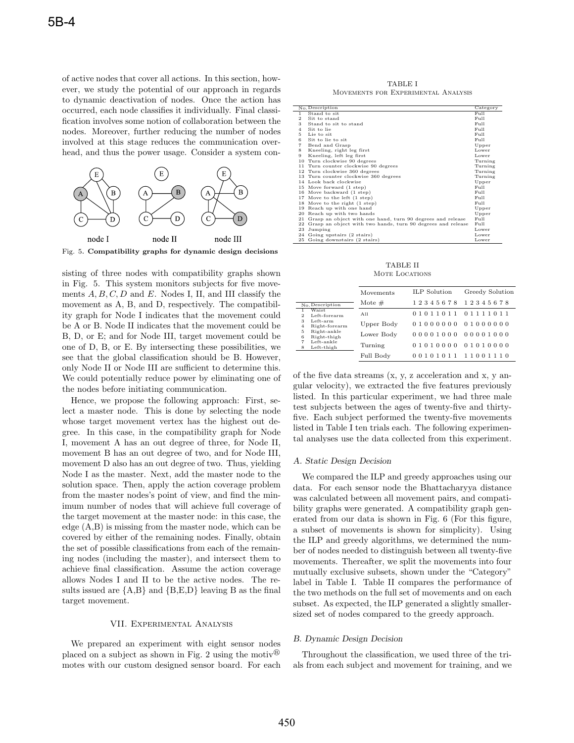of active nodes that cover all actions. In this section, however, we study the potential of our approach in regards to dynamic deactivation of nodes. Once the action has occurred, each node classifies it individually. Final classification involves some notion of collaboration between the nodes. Moreover, further reducing the number of nodes involved at this stage reduces the communication overhead, and thus the power usage. Consider a system consisting of three nodes with compatibility graphs shown in Fig. 5. This system monitors subjects for five movements $A, B, C, D$ and $E$. Nodes I, II, and III classify the movement as A, B, and D, respectively. The compatibility graph for Node I indicates that the movement could be A or B. Node II indicates that the movement could be B, D, or E; and for Node III, target movement could be one of D, B, or E. By intersecting these possibilities, we see that the global classification should be B. However, only Node II or Node III are sufficient to determine this. We could potentially reduce power by eliminating one of the nodes before initiating communication.

Fig. 5. **Compatibility graphs for dynamic design decisions**

Hence, we propose the following approach: First, select a master node. This is done by selecting the node whose target movement vertex has the highest out degree. In this case, in the compatibility graph for Node I, movement A has an out degree of three, for Node II, movement B has an out degree of two, and for Node III, movement D also has an out degree of two. Thus, yielding Node I as the master. Next, add the master node to the solution space. Then, apply the action coverage problem from the master nodes's point of view, and find the minimum number of nodes that will achieve full coverage of the target movement at the master node: in this case, the edge (A,B) is missing from the master node, which can be covered by either of the remaining nodes. Finally, obtain the set of possible classifications from each of the remaining nodes (including the master), and intersect them to achieve final classification. Assume the action coverage allows Nodes I and II to be the active nodes. The results issued are {A,B} and {B,E,D} leaving B as the final target movement.

## VII. Experimental Analysis

We prepared an experiment with eight sensor nodes placed on a subject as shown in Fig. 2 using the motiv® motes with our custom designed sensor board. For each of the five data streams (x, y, z acceleration and x, y angular velocity), we extracted the five features previously listed. In this particular experiment, we had three male test subjects between the ages of twenty-five and thirty-five. Each subject performed the twenty-five movements listed in Table I ten trials each. The following experimental analyses use the data collected from this experiment.

TABLE I
Movements for Experimental Analysis

| No. | Description | Category |
|---|---|---|
| 1 | Stand to sit | Full |
| 2 | Sit to stand | Full |
| 3 | Stand to sit to stand | Full |
| 4 | Sit to lie | Full |
| 5 | Lie to sit | Full |
| 6 | Sit to lie to sit | Full |
| 7 | Bend and Grasp | Upper |
| 8 | Kneeling, right leg first | Lower |
| 9 | Kneeling, left leg first | Lower |
| 10 | Turn clockwise 90 degrees | Turning |
| 11 | Turn counter clockwise 90 degrees | Turning |
| 12 | Turn clockwise 360 degrees | Turning |
| 13 | Turn counter clockwise 360 degrees | Turning |
| 14 | Look back clockwise | Upper |
| 15 | Move forward (1 step) | Full |
| 16 | Move backward (1 step) | Full |
| 17 | Move to the left (1 step) | Full |
| 18 | Move to the right (1 step) | Full |
| 19 | Reach up with one hand | Upper |
| 20 | Reach up with two hands | Upper |
| 21 | Grasp an object with one hand, turn 90 degrees and release | Full |
| 22 | Grasp an object with two hands, turn 90 degrees and release | Full |
| 23 | Jumping | Lower |
| 24 | Going upstairs (2 stairs) | Lower |
| 25 | Going downstairs (2 stairs) | Lower |

TABLE II
Mote Locations

| No. | Description |
|---|---|
| 1 | Waist |
| 2 | Left-forearm |
| 3 | Left-arm |
| 4 | Right-forearm |
| 5 | Right-ankle |
| 6 | Right-thigh |
| 7 | Left-ankle |
| 8 | Left-thigh |

| Movements | ILP Solution | Greedy Solution |
|---|---|---|
| Mote # | 1 2 3 4 5 6 7 8 | 1 2 3 4 5 6 7 8 |
| All | 0 1 0 1 1 0 1 1 | 0 1 1 1 1 0 1 1 |
| Upper Body | 0 1 0 0 0 0 0 0 | 0 1 0 0 0 0 0 0 |
| Lower Body | 0 0 0 0 1 0 0 0 | 0 0 0 0 1 0 0 0 |
| Turning | 0 1 0 1 0 0 0 0 | 0 1 0 1 0 0 0 0 |
| Full Body | 0 0 1 0 1 0 1 1 | 1 1 0 0 1 1 1 0 |

### A. Static Design Decision

We compared the ILP and greedy approaches using our data. For each sensor node the Bhattacharyya distance was calculated between all movement pairs, and compatibility graphs were generated. A compatibility graph generated from our data is shown in Fig. 6 (For this figure, a subset of movements is shown for simplicity). Using the ILP and greedy algorithms, we determined the number of nodes needed to distinguish between all twenty-five movements. Thereafter, we split the movements into four mutually exclusive subsets, shown under the "Category" label in Table I. Table II compares the performance of the two methods on the full set of movements and on each subset. As expected, the ILP generated a slightly smaller-sized set of nodes compared to the greedy approach.

### B. Dynamic Design Decision

Throughout the classification, we used three of the trials from each subject and movement for training, and we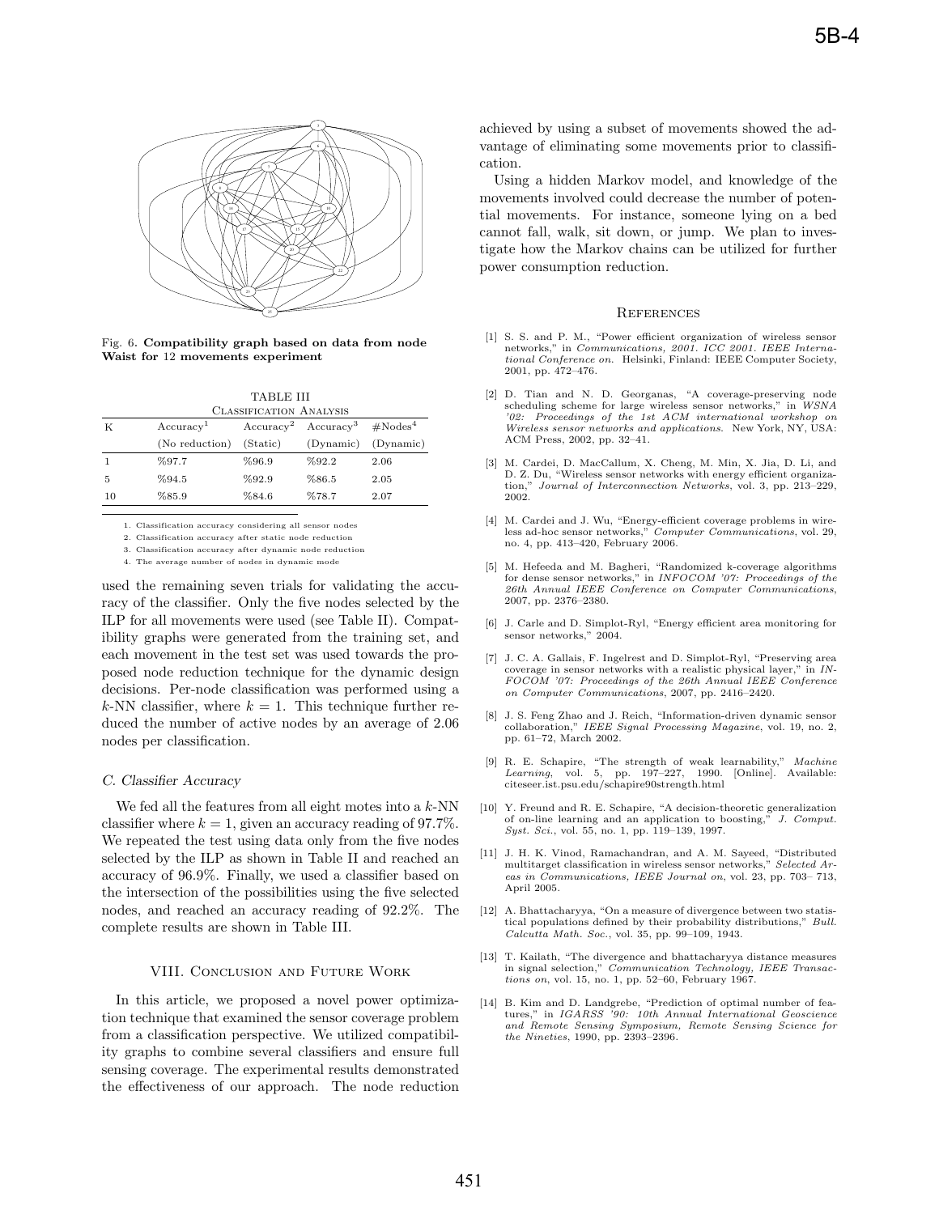Fig. 6. **Compatibility graph based on data from node Waist for** 12 **movements experiment**

TABLE III
Classification Analysis

| K | Accuracy[1] (No reduction) | Accuracy[2] (Static) | Accuracy[3] (Dynamic) | #Nodes[4] (Dynamic) |
|---|---|---|---|---|
| 1 | %97.7 | %96.9 | %92.2 | 2.06 |
| 5 | %94.5 | %92.9 | %86.5 | 2.05 |
| 10 | %85.9 | %84.6 | %78.7 | 2.07 |

1. Classification accuracy considering all sensor nodes
2. Classification accuracy after static node reduction
3. Classification accuracy after dynamic node reduction
4. The average number of nodes in dynamic mode

used the remaining seven trials for validating the accuracy of the classifier. Only the five nodes selected by the ILP for all movements were used (see Table II). Compatibility graphs were generated from the training set, and each movement in the test set was used towards the proposed node reduction technique for the dynamic design decisions. Per-node classification was performed using a $k$-NN classifier, where $k = 1$. This technique further reduced the number of active nodes by an average of 2.06 nodes per classification.

### C. Classifier Accuracy

We fed all the features from all eight motes into a $k$-NN classifier where $k = 1$, given an accuracy reading of 97.7%. We repeated the test using data only from the five nodes selected by the ILP as shown in Table II and reached an accuracy of 96.9%. Finally, we used a classifier based on the intersection of the possibilities using the five selected nodes, and reached an accuracy reading of 92.2%. The complete results are shown in Table III.

## VIII. Conclusion and Future Work

In this article, we proposed a novel power optimization technique that examined the sensor coverage problem from a classification perspective. We utilized compatibility graphs to combine several classifiers and ensure full sensing coverage. The experimental results demonstrated the effectiveness of our approach. The node reduction achieved by using a subset of movements showed the advantage of eliminating some movements prior to classification.

Using a hidden Markov model, and knowledge of the movements involved could decrease the number of potential movements. For instance, someone lying on a bed cannot fall, walk, sit down, or jump. We plan to investigate how the Markov chains can be utilized for further power consumption reduction.

## References

[1] S. S. and P. M., "Power efficient organization of wireless sensor networks," in *Communications, 2001. ICC 2001. IEEE International Conference on.* Helsinki, Finland: IEEE Computer Society, 2001, pp. 472–476.

[2] D. Tian and N. D. Georganas, "A coverage-preserving node scheduling scheme for large wireless sensor networks," in *WSNA '02: Proceedings of the 1st ACM international workshop on Wireless sensor networks and applications.* New York, NY, USA: ACM Press, 2002, pp. 32–41.

[3] M. Cardei, D. MacCallum, X. Cheng, M. Min, X. Jia, D. Li, and D. Z. Du, "Wireless sensor networks with energy efficient organization," *Journal of Interconnection Networks*, vol. 3, pp. 213–229, 2002.

[4] M. Cardei and J. Wu, "Energy-efficient coverage problems in wireless ad-hoc sensor networks," *Computer Communications*, vol. 29, no. 4, pp. 413–420, February 2006.

[5] M. Hefeeda and M. Bagheri, "Randomized k-coverage algorithms for dense sensor networks," in *INFOCOM '07: Proceedings of the 26th Annual IEEE Conference on Computer Communications*, 2007, pp. 2376–2380.

[6] J. Carle and D. Simplot-Ryl, "Energy efficient area monitoring for sensor networks," 2004.

[7] J. C. A. Gallais, F. Ingelrest and D. Simplot-Ryl, "Preserving area coverage in sensor networks with a realistic physical layer," in *INFOCOM '07: Proceedings of the 26th Annual IEEE Conference on Computer Communications*, 2007, pp. 2416–2420.

[8] J. S. Feng Zhao and J. Reich, "Information-driven dynamic sensor collaboration," *IEEE Signal Processing Magazine*, vol. 19, no. 2, pp. 61–72, March 2002.

[9] R. E. Schapire, "The strength of weak learnability," *Machine Learning*, vol. 5, pp. 197–227, 1990. [Online]. Available: citeseer.ist.psu.edu/schapire90strength.html

[10] Y. Freund and R. E. Schapire, "A decision-theoretic generalization of on-line learning and an application to boosting," *J. Comput. Syst. Sci.*, vol. 55, no. 1, pp. 119–139, 1997.

[11] J. H. K. Vinod, Ramachandran, and A. M. Sayeed, "Distributed multitarget classification in wireless sensor networks," *Selected Areas in Communications, IEEE Journal on*, vol. 23, pp. 703– 713, April 2005.

[12] A. Bhattacharyya, "On a measure of divergence between two statistical populations defined by their probability distributions," *Bull. Calcutta Math. Soc.*, vol. 35, pp. 99–109, 1943.

[13] T. Kailath, "The divergence and bhattacharyya distance measures in signal selection," *Communication Technology, IEEE Transactions on*, vol. 15, no. 1, pp. 52–60, February 1967.

[14] B. Kim and D. Landgrebe, "Prediction of optimal number of features," in *IGARSS '90: 10th Annual International Geoscience and Remote Sensing Symposium, Remote Sensing Science for the Nineties*, 1990, pp. 2393–2396.